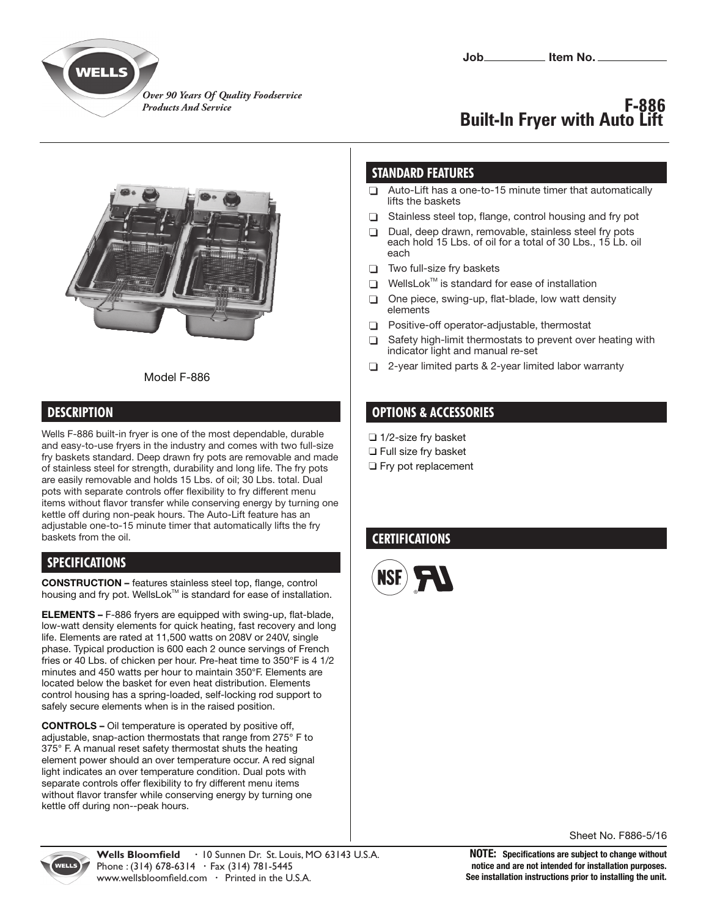Over 90 Years Of Quality Foodservice Products And Service

Job\_\_\_\_\_\_\_\_\_\_ Item No. \_\_\_\_\_\_\_\_\_\_

# F-886 Built-In Fryer with Auto Lift

Model F-886

## DESCRIPTION

Wells F-886 built-in fryer is one of the most dependable, durable and easy-to-use fryers in the industry and comes with two full-size fry baskets standard. Deep drawn fry pots are removable and made of stainless steel for strength, durability and long life. The fry pots are easily removable and holds 15 Lbs. of oil; 30 Lbs. total. Dual pots with separate controls offer flexibility to fry different menu items without flavor transfer while conserving energy by turning one kettle off during non-peak hours. The Auto-Lift feature has an adjustable one-to-15 minute timer that automatically lifts the fry baskets from the oil.

## SPECIFICATIONS

**CONSTRUCTION –** features stainless steel top, flange, control housing and fry pot. WellsLok™ is standard for ease of installation.

**ELEMENTS –** F-886 fryers are equipped with swing-up, flat-blade, low-watt density elements for quick heating, fast recovery and long life. Elements are rated at 11,500 watts on 208V or 240V, single phase. Typical production is 600 each 2 ounce servings of French fries or 40 Lbs. of chicken per hour. Pre-heat time to 350°F is 4 1/2 minutes and 450 watts per hour to maintain 350°F. Elements are located below the basket for even heat distribution. Elements control housing has a spring-loaded, self-locking rod support to safely secure elements when is in the raised position.

**CONTROLS –** Oil temperature is operated by positive off, adjustable, snap-action thermostats that range from 275° F to 375° F. A manual reset safety thermostat shuts the heating element power should an over temperature occur. A red signal light indicates an over temperature condition. Dual pots with separate controls offer flexibility to fry different menu items without flavor transfer while conserving energy by turning one kettle off during non--peak hours.

## STANDARD FEATURES

- ❑ Auto-Lift has a one-to-15 minute timer that automatically lifts the baskets
- ❑ Stainless steel top, flange, control housing and fry pot
- ❑ Dual, deep drawn, removable, stainless steel fry pots each hold 15 Lbs. of oil for a total of 30 Lbs., 15 Lb. oil each
- ❑ Two full-size fry baskets
- ❑ WellsLok™ is standard for ease of installation
- ❑ One piece, swing-up, flat-blade, low watt density elements
- ❑ Positive-off operator-adjustable, thermostat
- ❑ Safety high-limit thermostats to prevent over heating with indicator light and manual re-set
- ❑ 2-year limited parts & 2-year limited labor warranty

## OPTIONS & ACCESSORIES

- ❑ 1/2-size fry basket
- ❑ Full size fry basket
- ❑ Fry pot replacement

## CERTIFICATIONS

Sheet No. F886-5/16

**Wells Bloomfield** · 10 Sunnen Dr. St. Louis, MO 63143 U.S.A.
Phone : (314) 678-6314 · Fax (314) 781-5445
www.wellsbloomfield.com · Printed in the U.S.A.

**NOTE: Specifications are subject to change without notice and are not intended for installation purposes. See installation instructions prior to installing the unit.**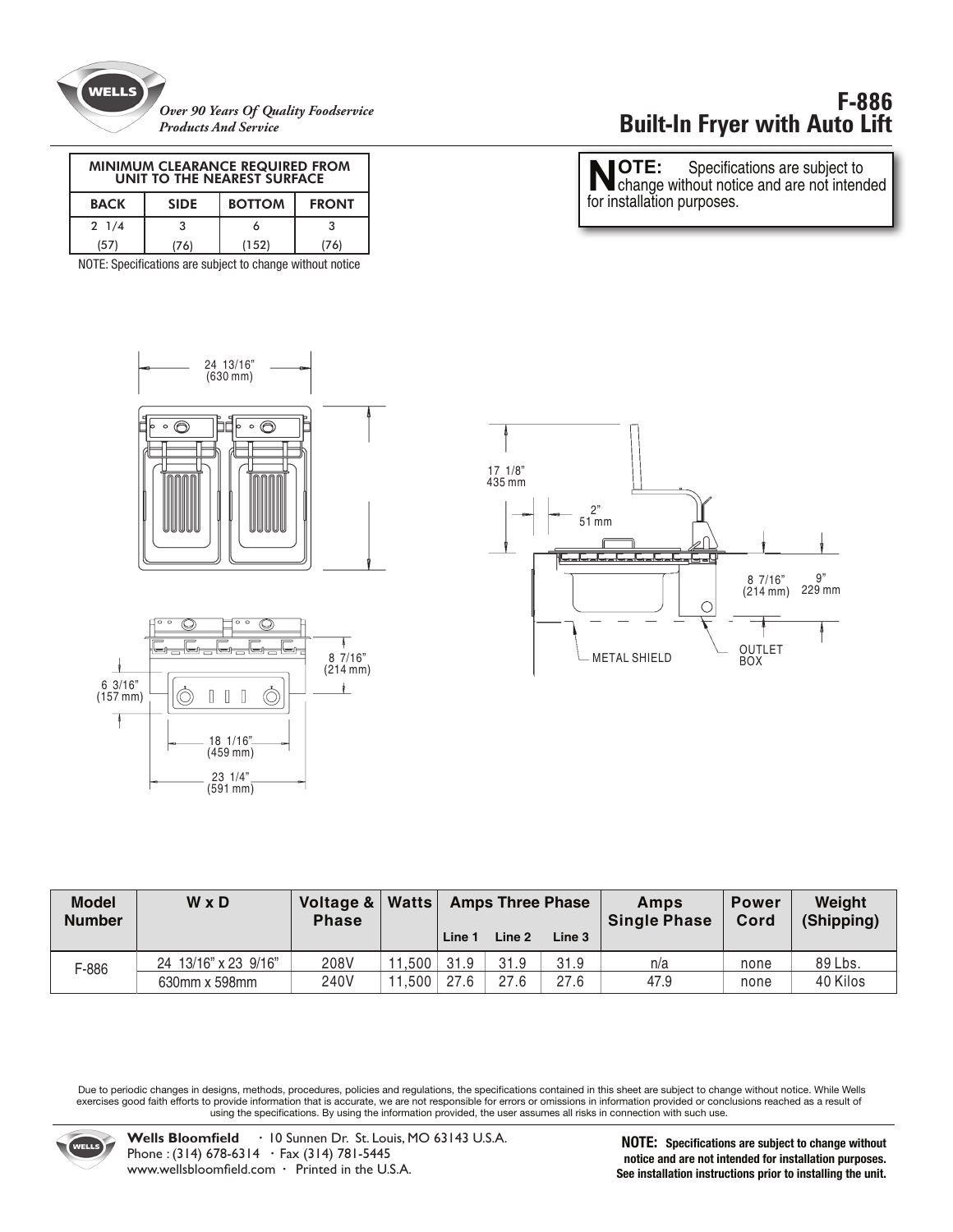*Over 90 Years Of Quality Foodservice Products And Service*

# F-886
# Built-In Fryer with Auto Lift

| MINIMUM CLEARANCE REQUIRED FROM UNIT TO THE NEAREST SURFACE | | | |
|---|---|---|---|
| BACK | SIDE | BOTTOM | FRONT |
| 2 1/4 (57) | 3 (76) | 6 (152) | 3 (76) |

NOTE: Specifications are subject to change without notice

**NOTE:** Specifications are subject to change without notice and are not intended for installation purposes.

24 13/16" (630 mm)

8 7/16" (214 mm)

6 3/16" (157 mm)

18 1/16" (459 mm)

23 1/4" (591 mm)

17 1/8" 435 mm

2" 51 mm

8 7/16" (214 mm)

9" 229 mm

METAL SHIELD

OUTLET BOX

| Model Number | W x D | Voltage & Phase | Watts | Amps Three Phase | | | Amps Single Phase | Power Cord | Weight (Shipping) |
|---|---|---|---|---|---|---|---|---|---|
| | | | | Line 1 | Line 2 | Line 3 | | | |
| F-886 | 24 13/16" x 23 9/16" | 208V | 11,500 | 31.9 | 31.9 | 31.9 | n/a | none | 89 Lbs. |
| | 630mm x 598mm | 240V | 11,500 | 27.6 | 27.6 | 27.6 | 47.9 | none | 40 Kilos |

Due to periodic changes in designs, methods, procedures, policies and regulations, the specifications contained in this sheet are subject to change without notice. While Wells exercises good faith efforts to provide information that is accurate, we are not responsible for errors or omissions in information provided or conclusions reached as a result of using the specifications. By using the information provided, the user assumes all risks in connection with such use.

**Wells Bloomfield** · 10 Sunnen Dr. St. Louis, MO 63143 U.S.A.
Phone : (314) 678-6314 · Fax (314) 781-5445
www.wellsbloomfield.com · Printed in the U.S.A.

**NOTE: Specifications are subject to change without notice and are not intended for installation purposes. See installation instructions prior to installing the unit.**